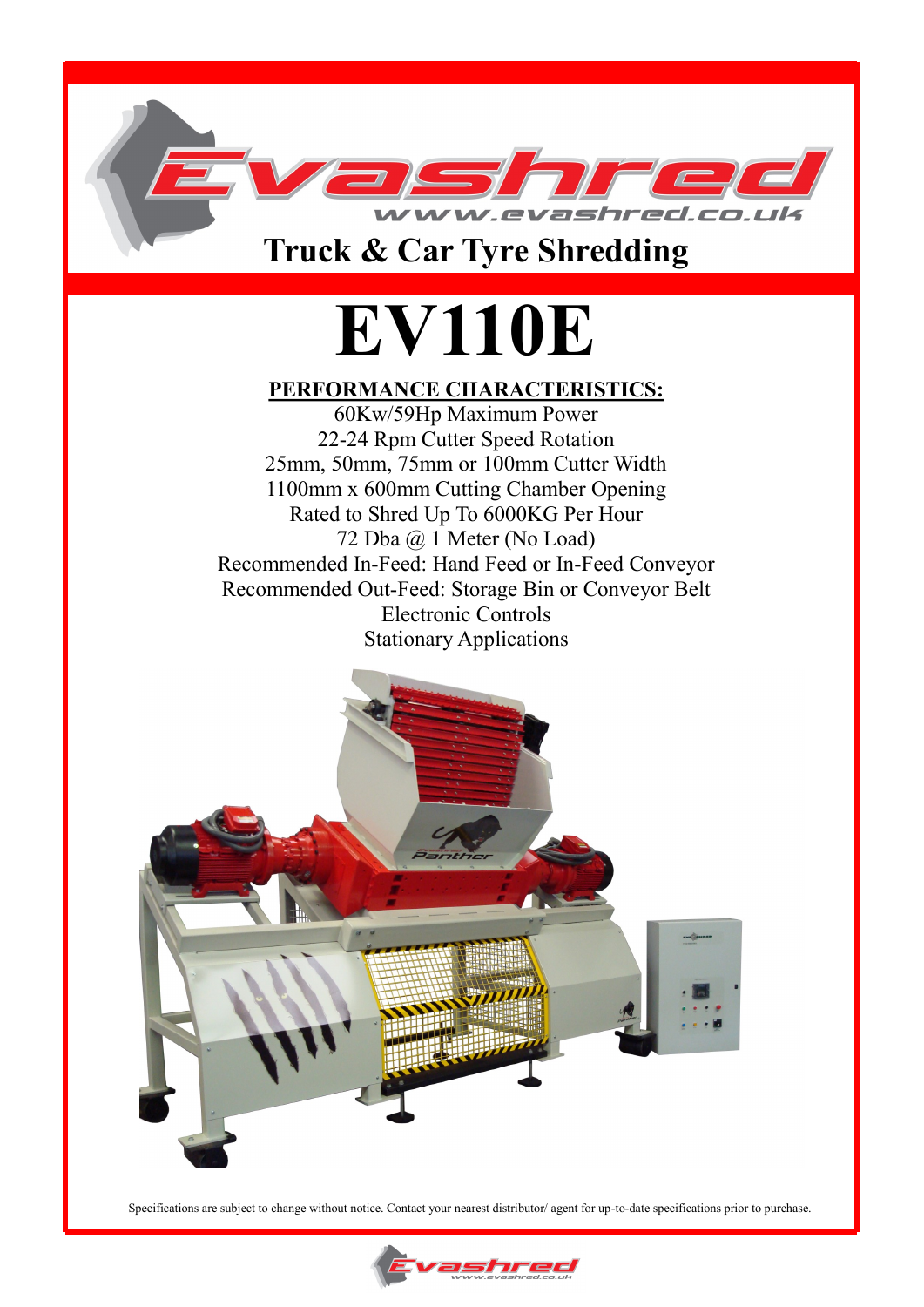# Evashred

www.evashred.co.uk

## Truck & Car Tyre Shredding

# EV110E

**PERFORMANCE CHARACTERISTICS:**

60Kw/59Hp Maximum Power
22-24 Rpm Cutter Speed Rotation
25mm, 50mm, 75mm or 100mm Cutter Width
1100mm x 600mm Cutting Chamber Opening
Rated to Shred Up To 6000KG Per Hour
72 Dba @ 1 Meter (No Load)
Recommended In-Feed: Hand Feed or In-Feed Conveyor
Recommended Out-Feed: Storage Bin or Conveyor Belt
Electronic Controls
Stationary Applications

Specifications are subject to change without notice. Contact your nearest distributor/ agent for up-to-date specifications prior to purchase.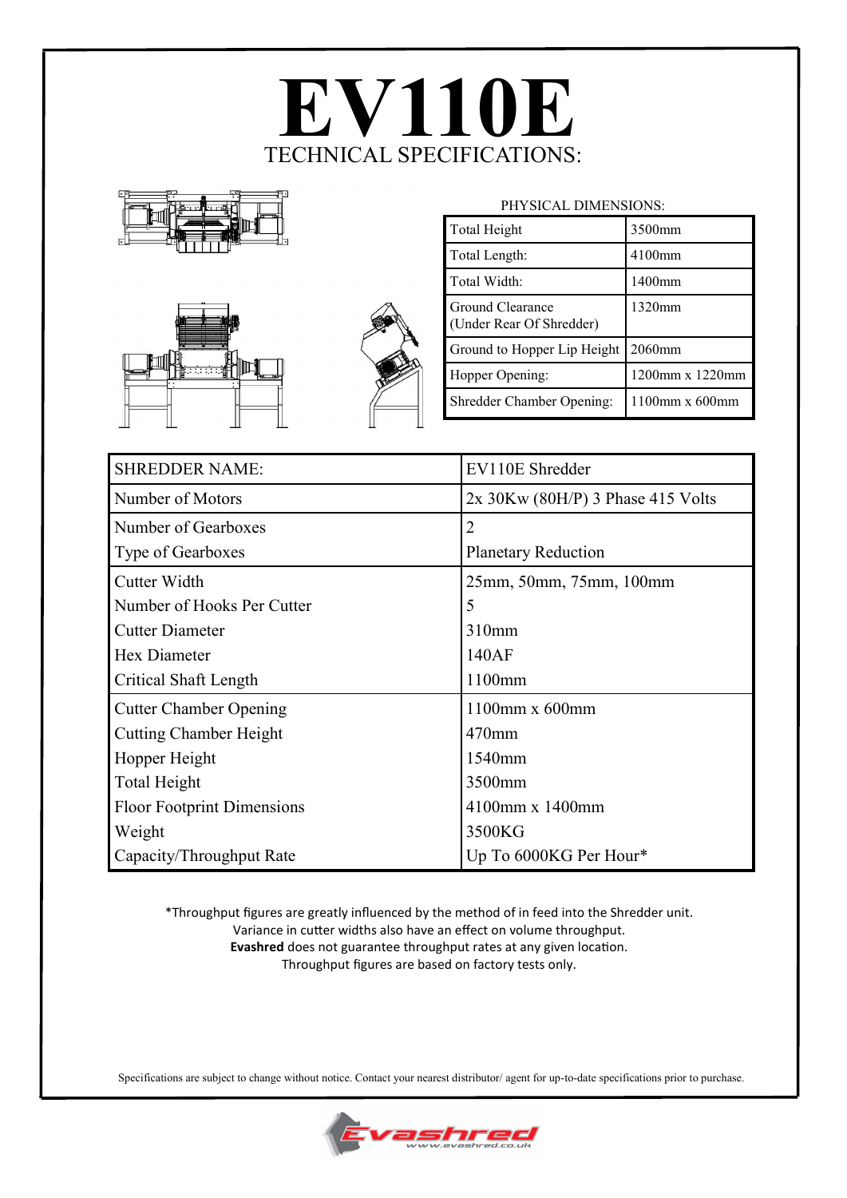# EV110E

TECHNICAL SPECIFICATIONS:

PHYSICAL DIMENSIONS:

| | |
|---|---|
| Total Height | 3500mm |
| Total Length: | 4100mm |
| Total Width: | 1400mm |
| Ground Clearance (Under Rear Of Shredder) | 1320mm |
| Ground to Hopper Lip Height | 2060mm |
| Hopper Opening: | 1200mm x 1220mm |
| Shredder Chamber Opening: | 1100mm x 600mm |

| SHREDDER NAME: | EV110E Shredder |
|---|---|
| Number of Motors | 2x 30Kw (80H/P) 3 Phase 415 Volts |
| Number of Gearboxes | 2 |
| Type of Gearboxes | Planetary Reduction |
| Cutter Width | 25mm, 50mm, 75mm, 100mm |
| Number of Hooks Per Cutter | 5 |
| Cutter Diameter | 310mm |
| Hex Diameter | 140AF |
| Critical Shaft Length | 1100mm |
| Cutter Chamber Opening | 1100mm x 600mm |
| Cutting Chamber Height | 470mm |
| Hopper Height | 1540mm |
| Total Height | 3500mm |
| Floor Footprint Dimensions | 4100mm x 1400mm |
| Weight | 3500KG |
| Capacity/Throughput Rate | Up To 6000KG Per Hour* |

*Throughput figures are greatly influenced by the method of in feed into the Shredder unit.
Variance in cutter widths also have an effect on volume throughput.
**Evashred** does not guarantee throughput rates at any given location.
Throughput figures are based on factory tests only.

Specifications are subject to change without notice. Contact your nearest distributor/ agent for up-to-date specifications prior to purchase.

Evashred
www.evashred.co.uk